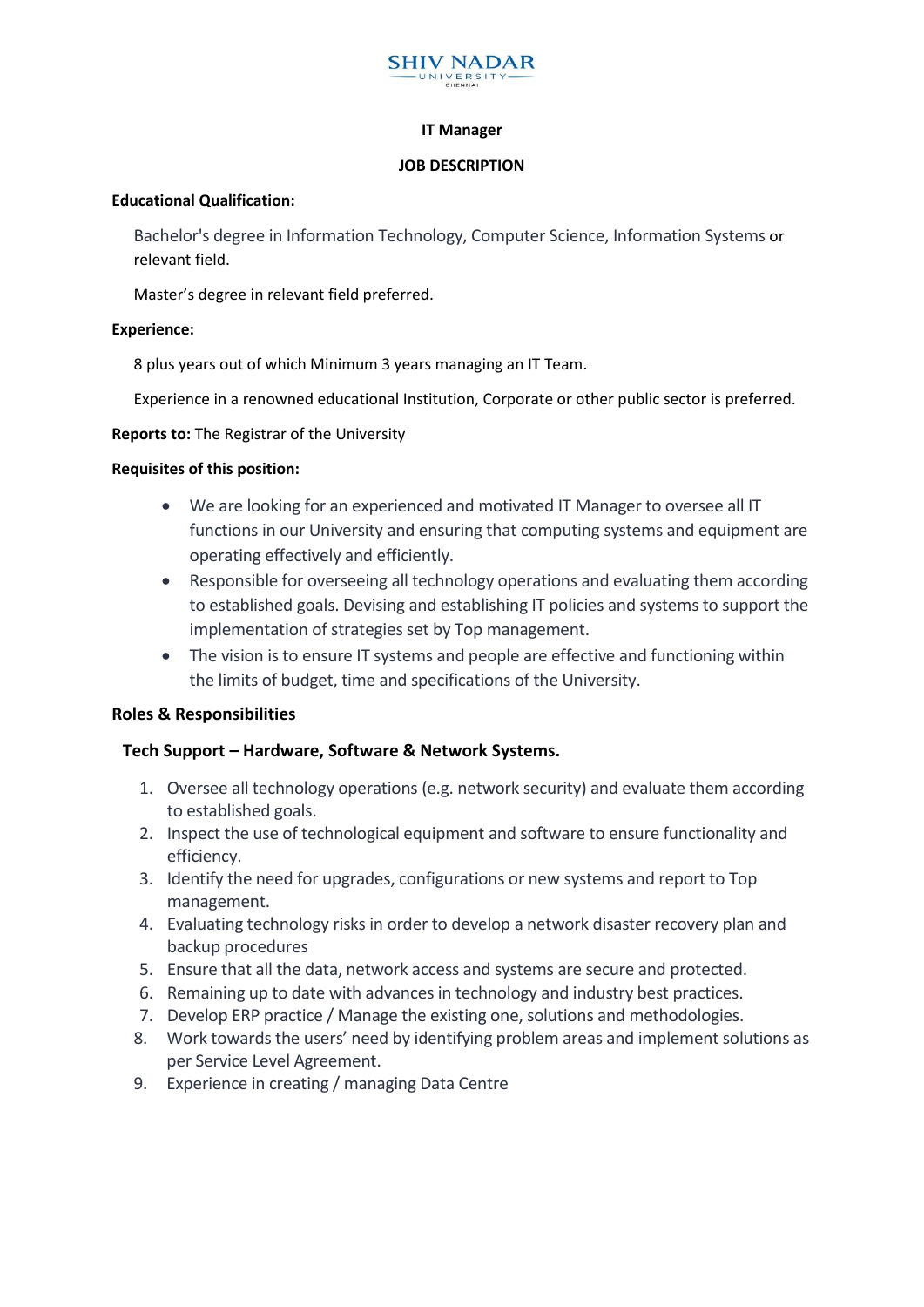SHIV NADAR UNIVERSITY CHENNAI

**IT Manager**

**JOB DESCRIPTION**

**Educational Qualification:**

Bachelor's degree in Information Technology, Computer Science, Information Systems or relevant field.

Master's degree in relevant field preferred.

**Experience:**

8 plus years out of which Minimum 3 years managing an IT Team.

Experience in a renowned educational Institution, Corporate or other public sector is preferred.

**Reports to:** The Registrar of the University

**Requisites of this position:**

- We are looking for an experienced and motivated IT Manager to oversee all IT functions in our University and ensuring that computing systems and equipment are operating effectively and efficiently.
- Responsible for overseeing all technology operations and evaluating them according to established goals. Devising and establishing IT policies and systems to support the implementation of strategies set by Top management.
- The vision is to ensure IT systems and people are effective and functioning within the limits of budget, time and specifications of the University.

## Roles & Responsibilities

### Tech Support – Hardware, Software & Network Systems.

1. Oversee all technology operations (e.g. network security) and evaluate them according to established goals.
2. Inspect the use of technological equipment and software to ensure functionality and efficiency.
3. Identify the need for upgrades, configurations or new systems and report to Top management.
4. Evaluating technology risks in order to develop a network disaster recovery plan and backup procedures
5. Ensure that all the data, network access and systems are secure and protected.
6. Remaining up to date with advances in technology and industry best practices.
7. Develop ERP practice / Manage the existing one, solutions and methodologies.
8. Work towards the users' need by identifying problem areas and implement solutions as per Service Level Agreement.
9. Experience in creating / managing Data Centre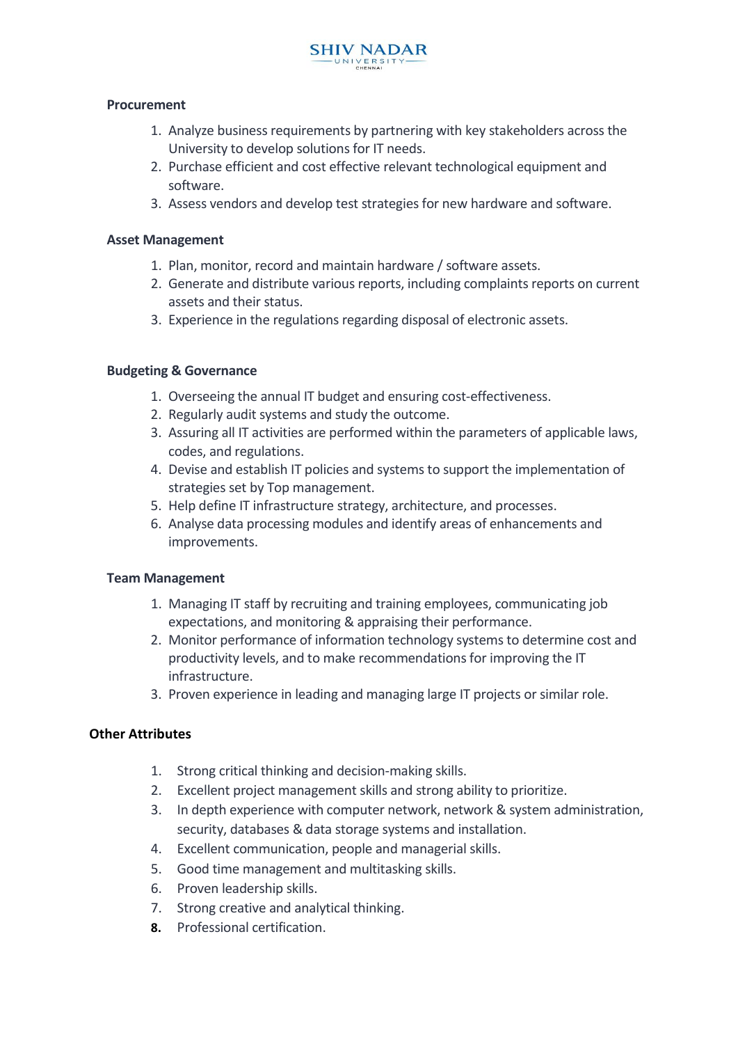### Procurement

1. Analyze business requirements by partnering with key stakeholders across the University to develop solutions for IT needs.
2. Purchase efficient and cost effective relevant technological equipment and software.
3. Assess vendors and develop test strategies for new hardware and software.

### Asset Management

1. Plan, monitor, record and maintain hardware / software assets.
2. Generate and distribute various reports, including complaints reports on current assets and their status.
3. Experience in the regulations regarding disposal of electronic assets.

### Budgeting & Governance

1. Overseeing the annual IT budget and ensuring cost-effectiveness.
2. Regularly audit systems and study the outcome.
3. Assuring all IT activities are performed within the parameters of applicable laws, codes, and regulations.
4. Devise and establish IT policies and systems to support the implementation of strategies set by Top management.
5. Help define IT infrastructure strategy, architecture, and processes.
6. Analyse data processing modules and identify areas of enhancements and improvements.

### Team Management

1. Managing IT staff by recruiting and training employees, communicating job expectations, and monitoring & appraising their performance.
2. Monitor performance of information technology systems to determine cost and productivity levels, and to make recommendations for improving the IT infrastructure.
3. Proven experience in leading and managing large IT projects or similar role.

## Other Attributes

1. Strong critical thinking and decision-making skills.
2. Excellent project management skills and strong ability to prioritize.
3. In depth experience with computer network, network & system administration, security, databases & data storage systems and installation.
4. Excellent communication, people and managerial skills.
5. Good time management and multitasking skills.
6. Proven leadership skills.
7. Strong creative and analytical thinking.
8. Professional certification.